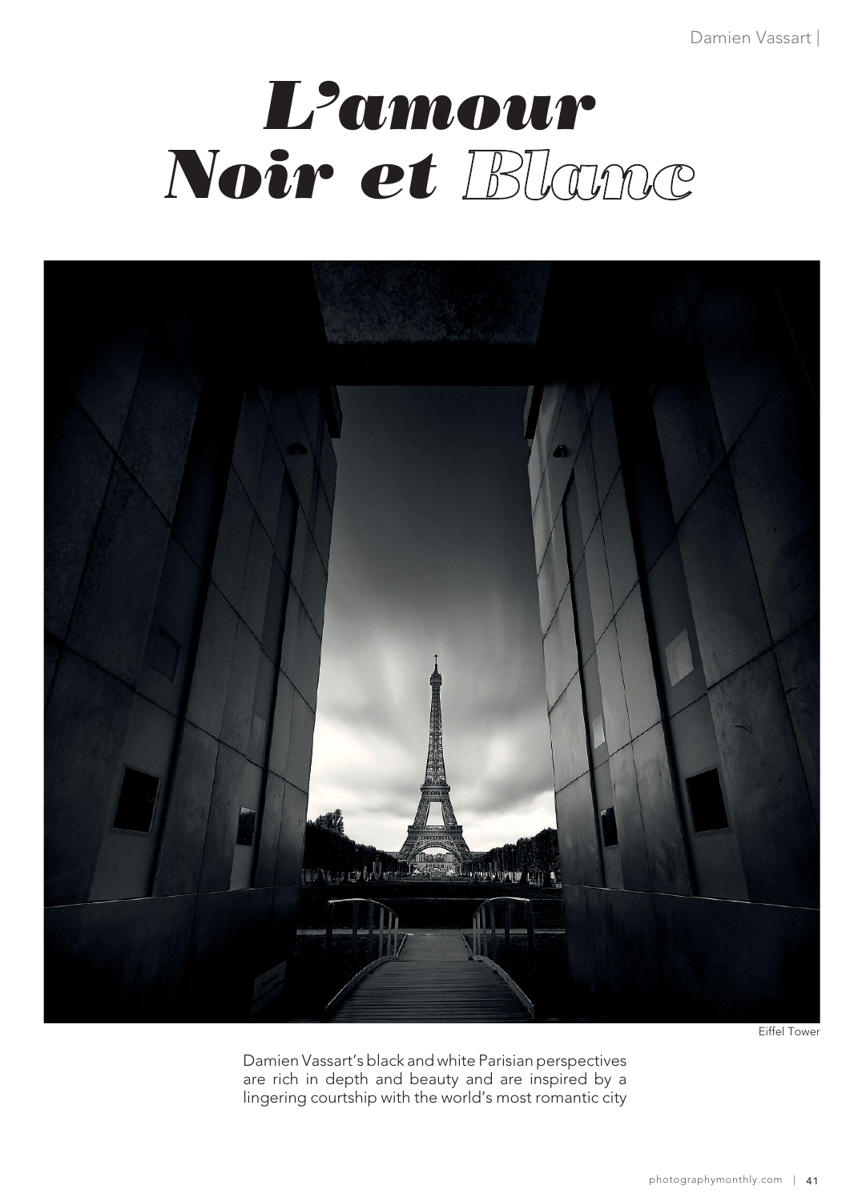# L'amour Noir et Blanc

Eiffel Tower

Damien Vassart's black and white Parisian perspectives are rich in depth and beauty and are inspired by a lingering courtship with the world's most romantic city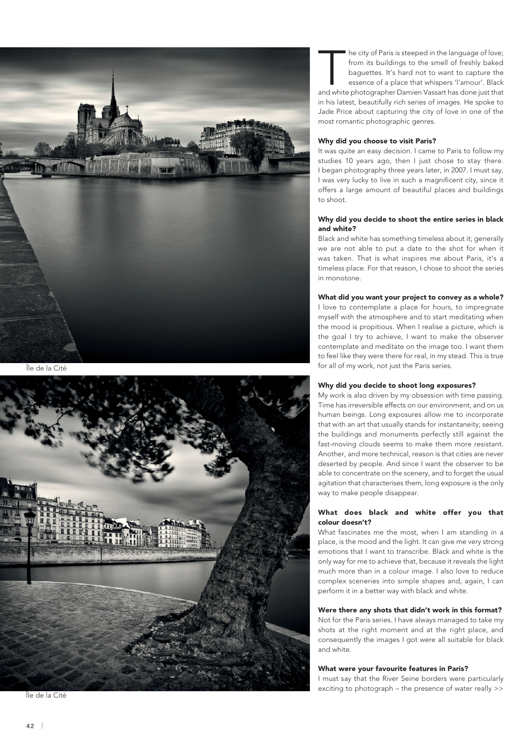Île de la Cité

Île de la Cité

The city of Paris is steeped in the language of love; from its buildings to the smell of freshly baked baguettes. It's hard not to want to capture the essence of a place that whispers 'l'amour'. Black and white photographer Damien Vassart has done just that in his latest, beautifully rich series of images. He spoke to Jade Price about capturing the city of love in one of the most romantic photographic genres.

**Why did you choose to visit Paris?**

It was quite an easy decision. I came to Paris to follow my studies 10 years ago, then I just chose to stay there. I began photography three years later, in 2007. I must say, I was very lucky to live in such a magnificent city, since it offers a large amount of beautiful places and buildings to shoot.

**Why did you decide to shoot the entire series in black and white?**

Black and white has something timeless about it; generally we are not able to put a date to the shot for when it was taken. That is what inspires me about Paris, it's a timeless place. For that reason, I chose to shoot the series in monotone.

**What did you want your project to convey as a whole?**

I love to contemplate a place for hours, to impregnate myself with the atmosphere and to start meditating when the mood is propitious. When I realise a picture, which is the goal I try to achieve, I want to make the observer contemplate and meditate on the image too. I want them to feel like they were there for real, in my stead. This is true for all of my work, not just the Paris series.

**Why did you decide to shoot long exposures?**

My work is also driven by my obsession with time passing. Time has irreversible effects on our environment, and on us human beings. Long exposures allow me to incorporate that with an art that usually stands for instantaneity; seeing the buildings and monuments perfectly still against the fast-moving clouds seems to make them more resistant. Another, and more technical, reason is that cities are never deserted by people. And since I want the observer to be able to concentrate on the scenery, and to forget the usual agitation that characterises them, long exposure is the only way to make people disappear.

**What does black and white offer you that colour doesn't?**

What fascinates me the most, when I am standing in a place, is the mood and the light. It can give me very strong emotions that I want to transcribe. Black and white is the only way for me to achieve that, because it reveals the light much more than in a colour image. I also love to reduce complex sceneries into simple shapes and, again, I can perform it in a better way with black and white.

**Were there any shots that didn't work in this format?**

Not for the Paris series. I have always managed to take my shots at the right moment and at the right place, and consequently the images I got were all suitable for black and white.

**What were your favourite features in Paris?**

I must say that the River Seine borders were particularly exciting to photograph – the presence of water really >>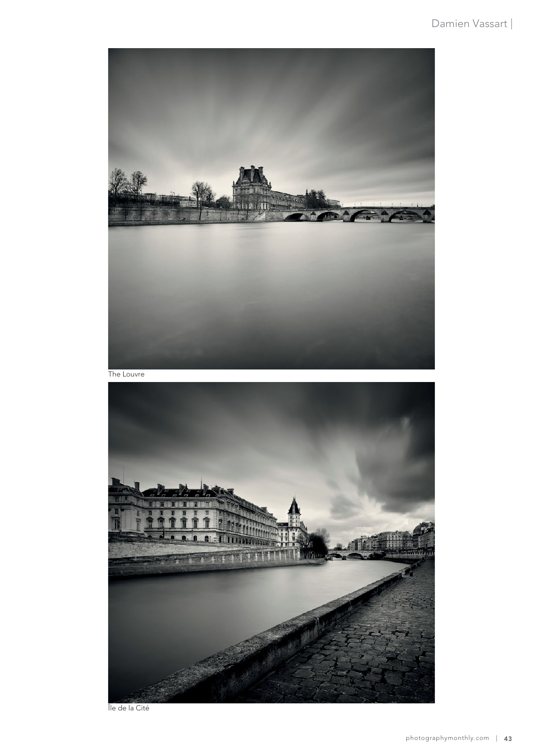The Louvre

Île de la Cité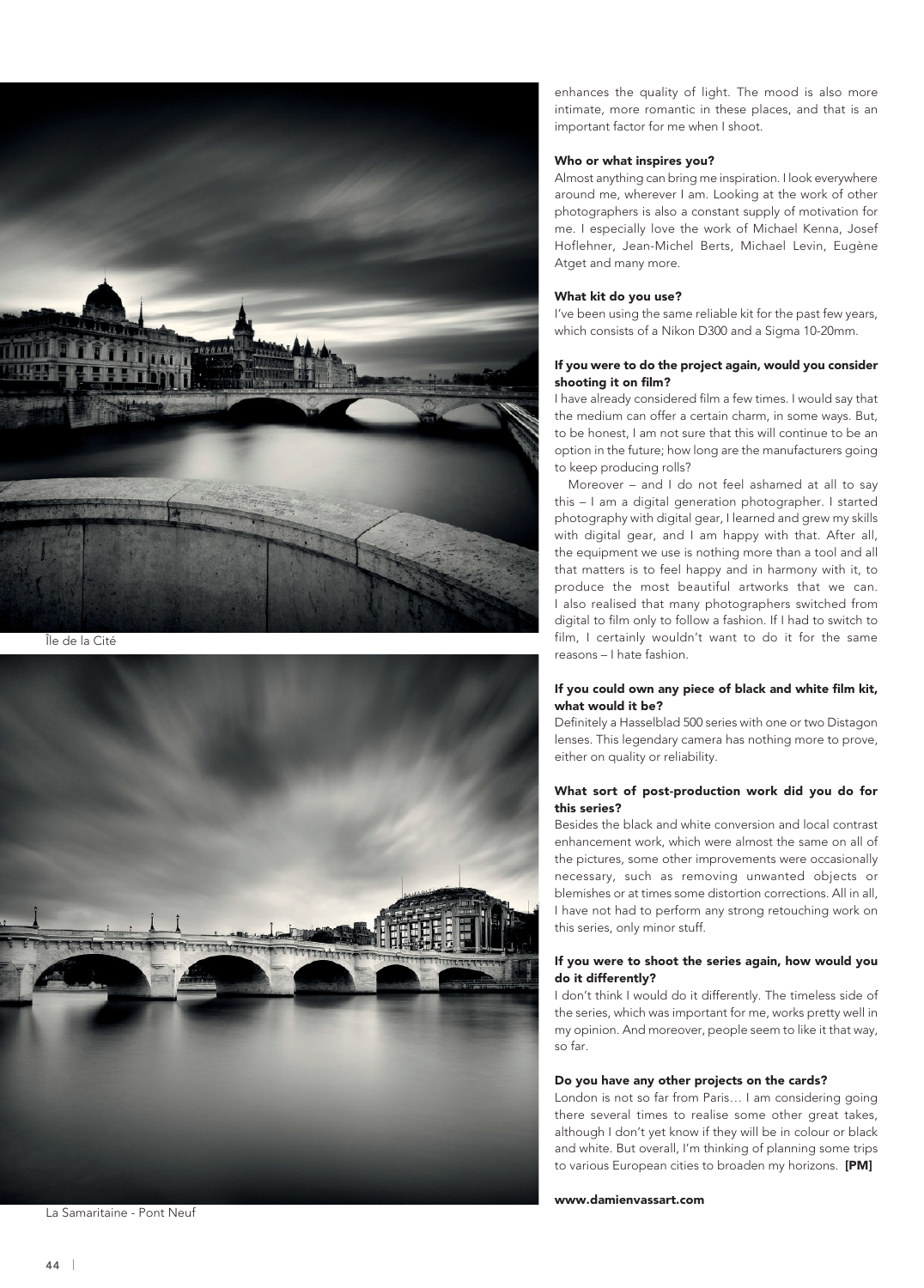Île de la Cité

La Samaritaine - Pont Neuf

enhances the quality of light. The mood is also more intimate, more romantic in these places, and that is an important factor for me when I shoot.

**Who or what inspires you?**

Almost anything can bring me inspiration. I look everywhere around me, wherever I am. Looking at the work of other photographers is also a constant supply of motivation for me. I especially love the work of Michael Kenna, Josef Hoflehner, Jean-Michel Berts, Michael Levin, Eugène Atget and many more.

**What kit do you use?**

I've been using the same reliable kit for the past few years, which consists of a Nikon D300 and a Sigma 10-20mm.

**If you were to do the project again, would you consider shooting it on film?**

I have already considered film a few times. I would say that the medium can offer a certain charm, in some ways. But, to be honest, I am not sure that this will continue to be an option in the future; how long are the manufacturers going to keep producing rolls?

Moreover – and I do not feel ashamed at all to say this – I am a digital generation photographer. I started photography with digital gear, I learned and grew my skills with digital gear, and I am happy with that. After all, the equipment we use is nothing more than a tool and all that matters is to feel happy and in harmony with it, to produce the most beautiful artworks that we can. I also realised that many photographers switched from digital to film only to follow a fashion. If I had to switch to film, I certainly wouldn't want to do it for the same reasons – I hate fashion.

**If you could own any piece of black and white film kit, what would it be?**

Definitely a Hasselblad 500 series with one or two Distagon lenses. This legendary camera has nothing more to prove, either on quality or reliability.

**What sort of post-production work did you do for this series?**

Besides the black and white conversion and local contrast enhancement work, which were almost the same on all of the pictures, some other improvements were occasionally necessary, such as removing unwanted objects or blemishes or at times some distortion corrections. All in all, I have not had to perform any strong retouching work on this series, only minor stuff.

**If you were to shoot the series again, how would you do it differently?**

I don't think I would do it differently. The timeless side of the series, which was important for me, works pretty well in my opinion. And moreover, people seem to like it that way, so far.

**Do you have any other projects on the cards?**

London is not so far from Paris… I am considering going there several times to realise some other great takes, although I don't yet know if they will be in colour or black and white. But overall, I'm thinking of planning some trips to various European cities to broaden my horizons. **[PM]**

**www.damienvassart.com**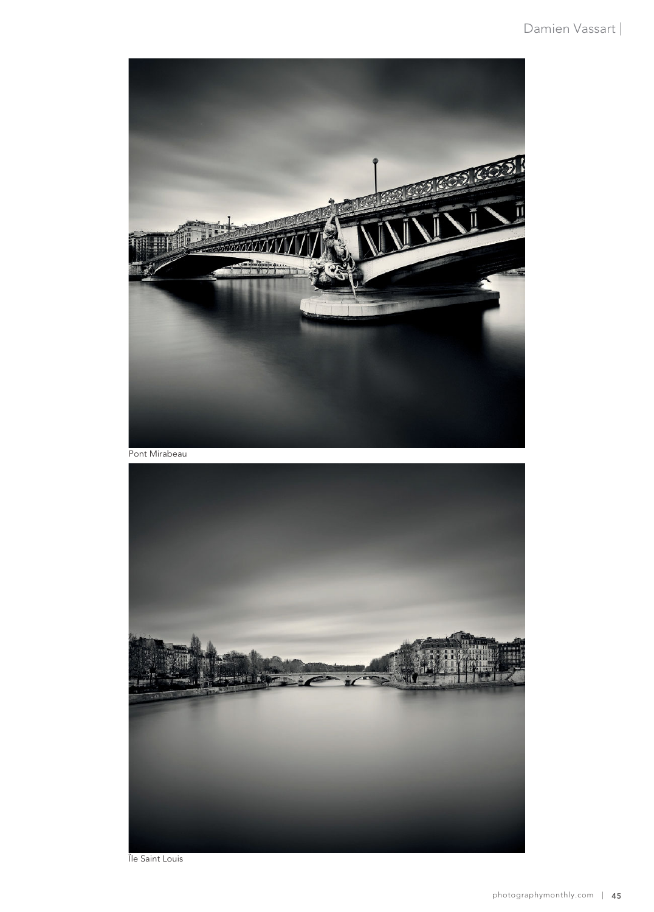Pont Mirabeau

Île Saint Louis